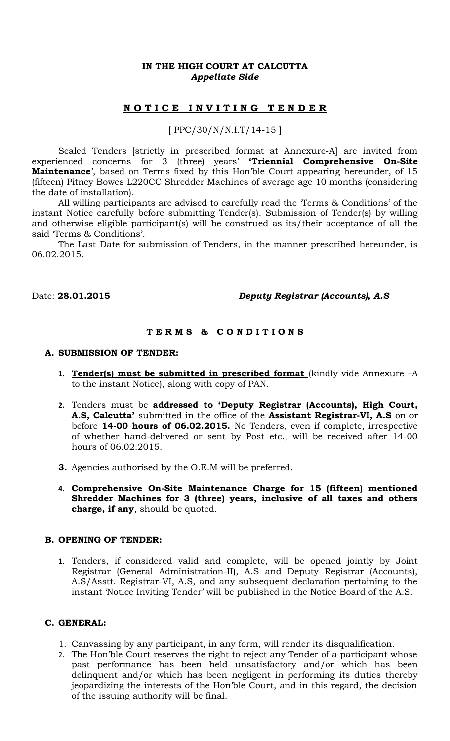**IN THE HIGH COURT AT CALCUTTA**
***Appellate Side***

## **N O T I C E   I N V I T I N G   T E N D E R**

[ PPC/30/N/N.I.T/14-15 ]

Sealed Tenders [strictly in prescribed format at Annexure-A] are invited from experienced concerns for 3 (three) years' **'Triennial Comprehensive On-Site Maintenance**', based on Terms fixed by this Hon'ble Court appearing hereunder, of 15 (fifteen) Pitney Bowes L220CC Shredder Machines of average age 10 months (considering the date of installation).

All willing participants are advised to carefully read the 'Terms & Conditions' of the instant Notice carefully before submitting Tender(s). Submission of Tender(s) by willing and otherwise eligible participant(s) will be construed as its/their acceptance of all the said 'Terms & Conditions'.

The Last Date for submission of Tenders, in the manner prescribed hereunder, is 06.02.2015.

Date: **28.01.2015** ***Deputy Registrar (Accounts), A.S***

## **T E R M S   &   C O N D I T I O N S**

### **A. SUBMISSION OF TENDER:**

1. **Tender(s) must be submitted in prescribed format** (kindly vide Annexure –A to the instant Notice), along with copy of PAN.

2. Tenders must be **addressed to 'Deputy Registrar (Accounts), High Court, A.S, Calcutta'** submitted in the office of the **Assistant Registrar-VI, A.S** on or before **14-00 hours of 06.02.2015.** No Tenders, even if complete, irrespective of whether hand-delivered or sent by Post etc., will be received after 14-00 hours of 06.02.2015.

3. Agencies authorised by the O.E.M will be preferred.

4. **Comprehensive On-Site Maintenance Charge for 15 (fifteen) mentioned Shredder Machines for 3 (three) years, inclusive of all taxes and others charge, if any**, should be quoted.

### **B. OPENING OF TENDER:**

1. Tenders, if considered valid and complete, will be opened jointly by Joint Registrar (General Administration-II), A.S and Deputy Registrar (Accounts), A.S/Asstt. Registrar-VI, A.S, and any subsequent declaration pertaining to the instant 'Notice Inviting Tender' will be published in the Notice Board of the A.S.

### **C. GENERAL:**

1. Canvassing by any participant, in any form, will render its disqualification.
2. The Hon'ble Court reserves the right to reject any Tender of a participant whose past performance has been held unsatisfactory and/or which has been delinquent and/or which has been negligent in performing its duties thereby jeopardizing the interests of the Hon'ble Court, and in this regard, the decision of the issuing authority will be final.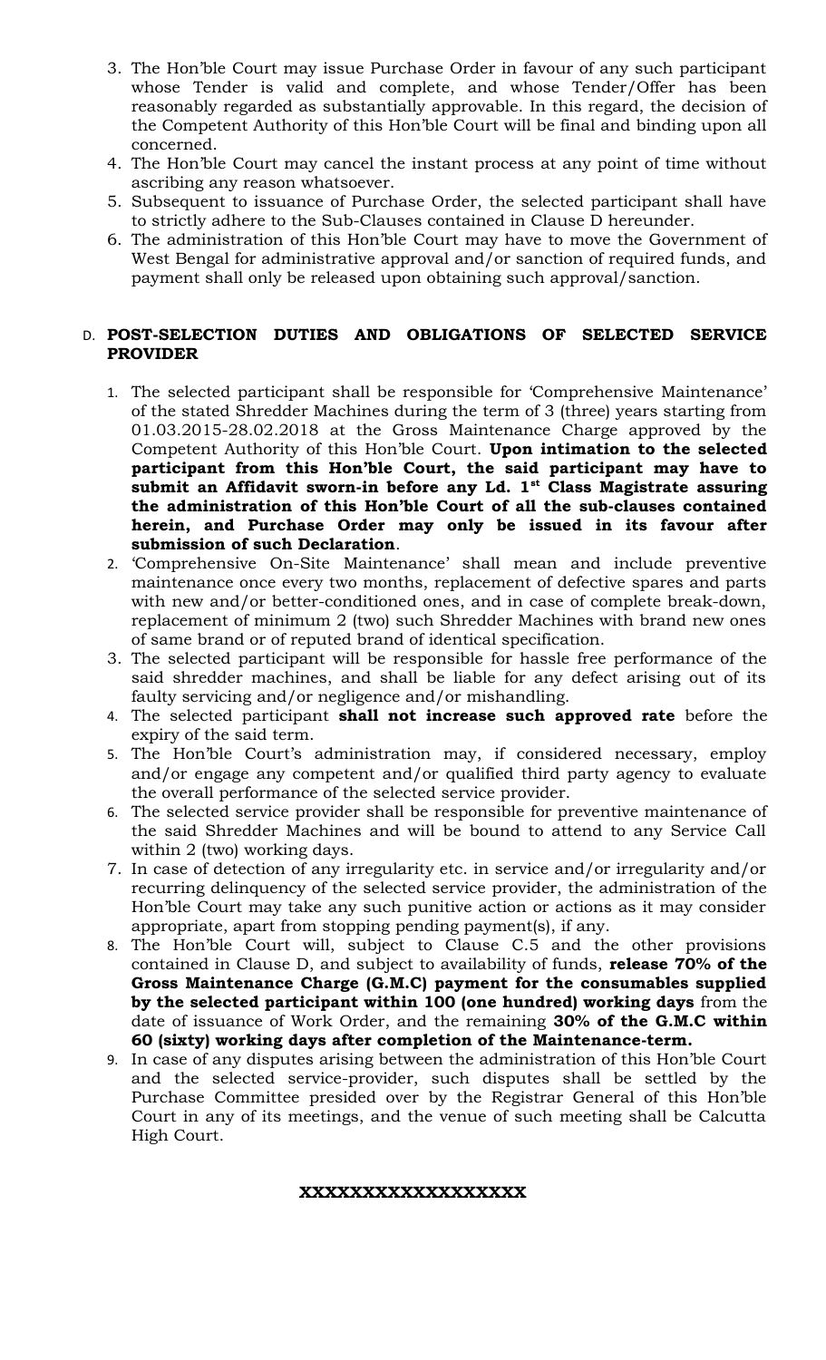3. The Hon'ble Court may issue Purchase Order in favour of any such participant whose Tender is valid and complete, and whose Tender/Offer has been reasonably regarded as substantially approvable. In this regard, the decision of the Competent Authority of this Hon'ble Court will be final and binding upon all concerned.
4. The Hon'ble Court may cancel the instant process at any point of time without ascribing any reason whatsoever.
5. Subsequent to issuance of Purchase Order, the selected participant shall have to strictly adhere to the Sub-Clauses contained in Clause D hereunder.
6. The administration of this Hon'ble Court may have to move the Government of West Bengal for administrative approval and/or sanction of required funds, and payment shall only be released upon obtaining such approval/sanction.

## D. POST-SELECTION DUTIES AND OBLIGATIONS OF SELECTED SERVICE PROVIDER

1. The selected participant shall be responsible for 'Comprehensive Maintenance' of the stated Shredder Machines during the term of 3 (three) years starting from 01.03.2015-28.02.2018 at the Gross Maintenance Charge approved by the Competent Authority of this Hon'ble Court. **Upon intimation to the selected participant from this Hon'ble Court, the said participant may have to submit an Affidavit sworn-in before any Ld. 1st Class Magistrate assuring the administration of this Hon'ble Court of all the sub-clauses contained herein, and Purchase Order may only be issued in its favour after submission of such Declaration**.
2. 'Comprehensive On-Site Maintenance' shall mean and include preventive maintenance once every two months, replacement of defective spares and parts with new and/or better-conditioned ones, and in case of complete break-down, replacement of minimum 2 (two) such Shredder Machines with brand new ones of same brand or of reputed brand of identical specification.
3. The selected participant will be responsible for hassle free performance of the said shredder machines, and shall be liable for any defect arising out of its faulty servicing and/or negligence and/or mishandling.
4. The selected participant **shall not increase such approved rate** before the expiry of the said term.
5. The Hon'ble Court's administration may, if considered necessary, employ and/or engage any competent and/or qualified third party agency to evaluate the overall performance of the selected service provider.
6. The selected service provider shall be responsible for preventive maintenance of the said Shredder Machines and will be bound to attend to any Service Call within 2 (two) working days.
7. In case of detection of any irregularity etc. in service and/or irregularity and/or recurring delinquency of the selected service provider, the administration of the Hon'ble Court may take any such punitive action or actions as it may consider appropriate, apart from stopping pending payment(s), if any.
8. The Hon'ble Court will, subject to Clause C.5 and the other provisions contained in Clause D, and subject to availability of funds, **release 70% of the Gross Maintenance Charge (G.M.C) payment for the consumables supplied by the selected participant within 100 (one hundred) working days** from the date of issuance of Work Order, and the remaining **30% of the G.M.C within 60 (sixty) working days after completion of the Maintenance-term.**
9. In case of any disputes arising between the administration of this Hon'ble Court and the selected service-provider, such disputes shall be settled by the Purchase Committee presided over by the Registrar General of this Hon'ble Court in any of its meetings, and the venue of such meeting shall be Calcutta High Court.

**XXXXXXXXXXXXXXXXXX**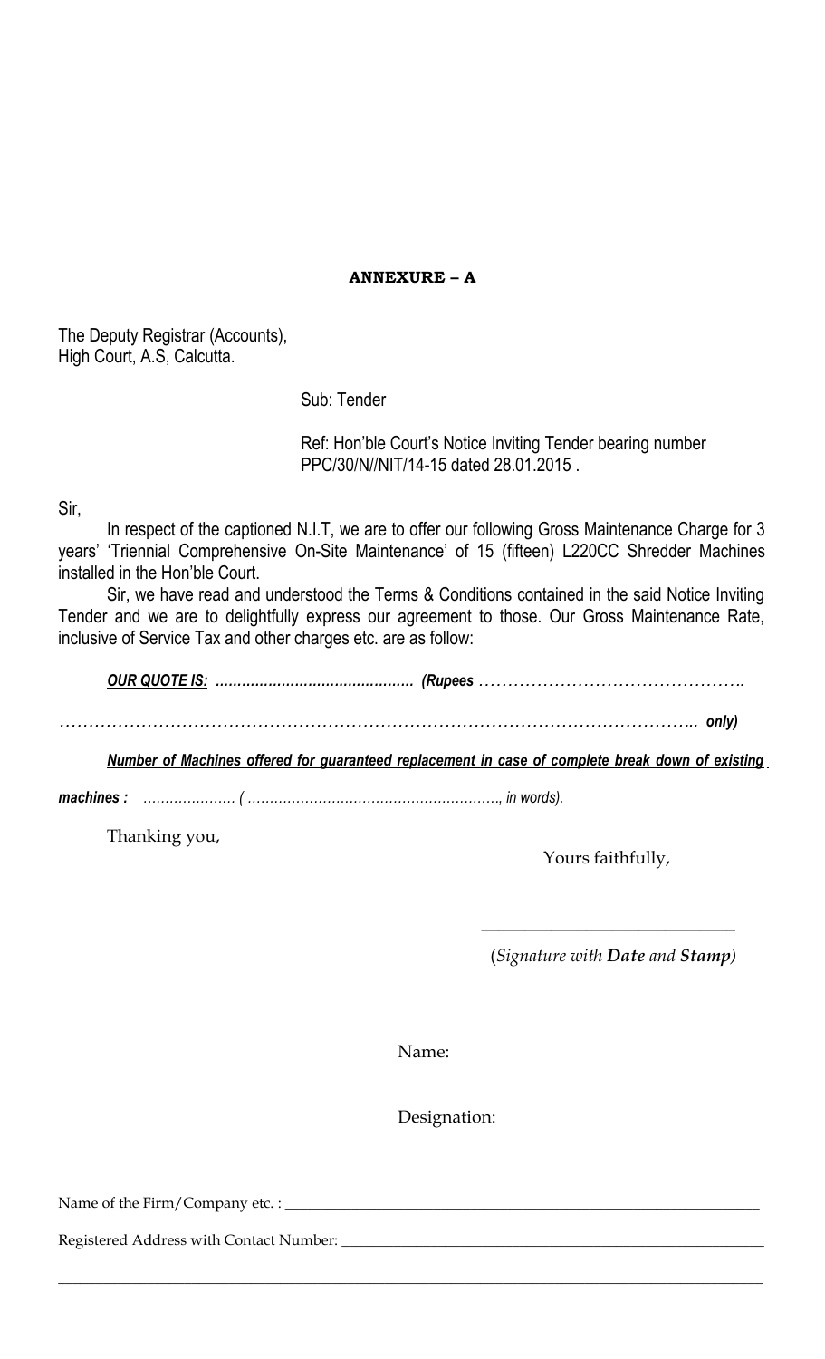**ANNEXURE – A**

The Deputy Registrar (Accounts),
High Court, A.S, Calcutta.

Sub: Tender

Ref: Hon'ble Court's Notice Inviting Tender bearing number PPC/30/N//NIT/14-15 dated 28.01.2015 .

Sir,

In respect of the captioned N.I.T, we are to offer our following Gross Maintenance Charge for 3 years' 'Triennial Comprehensive On-Site Maintenance' of 15 (fifteen) L220CC Shredder Machines installed in the Hon'ble Court.

Sir, we have read and understood the Terms & Conditions contained in the said Notice Inviting Tender and we are to delightfully express our agreement to those. Our Gross Maintenance Rate, inclusive of Service Tax and other charges etc. are as follow:

***OUR QUOTE IS:*** ***............................................ (Rupees ………………………………………..***

***……………………………………………………………………………………………….. only)***

***Number of Machines offered for guaranteed replacement in case of complete break down of existing machines :*** *..................... ( ........................................................., in words).*

Thanking you,

Yours faithfully,

______________________________

(*Signature with **Date** and **Stamp***)

Name:

Designation:

Name of the Firm/Company etc. : ______________________________

Registered Address with Contact Number: ______________________________

______________________________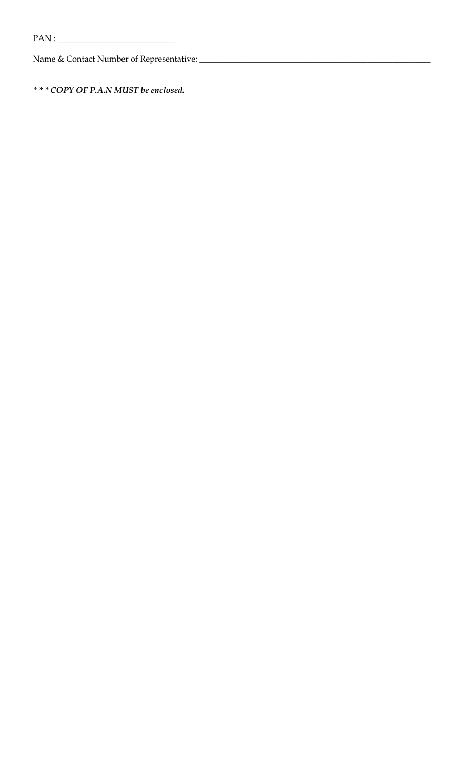PAN : ___________________________

Name & Contact Number of Representative: _______________________________________________________

*\* \* \* COPY OF P.A.N <u>MUST</u> be enclosed.*

PAN : ___________________________

Name & Contact Number of Representative: _______________________________________________________

***** COPY OF P.A.N <u>MUST</u> be enclosed.**